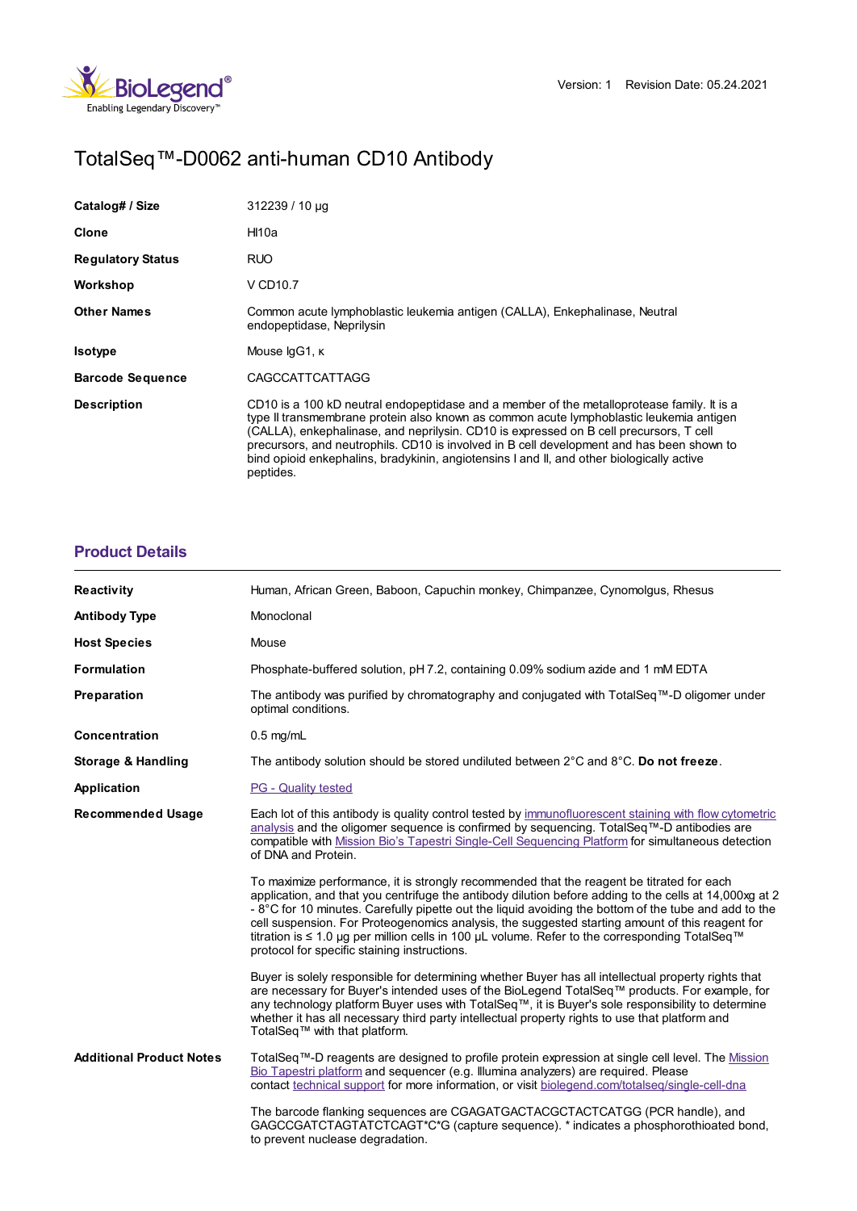Version: 1 Revision Date: 05.24.2021

# TotalSeq™-D0062 anti-human CD10 Antibody

| | |
|---|---|
| **Catalog# / Size** | 312239 / 10 µg |
| **Clone** | HI10a |
| **Regulatory Status** | RUO |
| **Workshop** | V CD10.7 |
| **Other Names** | Common acute lymphoblastic leukemia antigen (CALLA), Enkephalinase, Neutral endopeptidase, Neprilysin |
| **Isotype** | Mouse IgG1, κ |
| **Barcode Sequence** | CAGCCATTCATTAGG |
| **Description** | CD10 is a 100 kD neutral endopeptidase and a member of the metalloprotease family. It is a type II transmembrane protein also known as common acute lymphoblastic leukemia antigen (CALLA), enkephalinase, and neprilysin. CD10 is expressed on B cell precursors, T cell precursors, and neutrophils. CD10 is involved in B cell development and has been shown to bind opioid enkephalins, bradykinin, angiotensins I and II, and other biologically active peptides. |

## Product Details

| | |
|---|---|
| **Reactivity** | Human, African Green, Baboon, Capuchin monkey, Chimpanzee, Cynomolgus, Rhesus |
| **Antibody Type** | Monoclonal |
| **Host Species** | Mouse |
| **Formulation** | Phosphate-buffered solution, pH 7.2, containing 0.09% sodium azide and 1 mM EDTA |
| **Preparation** | The antibody was purified by chromatography and conjugated with TotalSeq™-D oligomer under optimal conditions. |
| **Concentration** | 0.5 mg/mL |
| **Storage & Handling** | The antibody solution should be stored undiluted between 2°C and 8°C. **Do not freeze**. |
| **Application** | PG - Quality tested |
| **Recommended Usage** | Each lot of this antibody is quality control tested by immunofluorescent staining with flow cytometric analysis and the oligomer sequence is confirmed by sequencing. TotalSeq™-D antibodies are compatible with Mission Bio's Tapestri Single-Cell Sequencing Platform for simultaneous detection of DNA and Protein.<br><br>To maximize performance, it is strongly recommended that the reagent be titrated for each application, and that you centrifuge the antibody dilution before adding to the cells at 14,000xg at 2 - 8°C for 10 minutes. Carefully pipette out the liquid avoiding the bottom of the tube and add to the cell suspension. For Proteogenomics analysis, the suggested starting amount of this reagent for titration is ≤ 1.0 µg per million cells in 100 µL volume. Refer to the corresponding TotalSeq™ protocol for specific staining instructions.<br><br>Buyer is solely responsible for determining whether Buyer has all intellectual property rights that are necessary for Buyer's intended uses of the BioLegend TotalSeq™ products. For example, for any technology platform Buyer uses with TotalSeq™, it is Buyer's sole responsibility to determine whether it has all necessary third party intellectual property rights to use that platform and TotalSeq™ with that platform. |
| **Additional Product Notes** | TotalSeq™-D reagents are designed to profile protein expression at single cell level. The Mission Bio Tapestri platform and sequencer (e.g. Illumina analyzers) are required. Please contact technical support for more information, or visit biolegend.com/totalseq/single-cell-dna<br><br>The barcode flanking sequences are CGAGATGACTACGCTACTCATGG (PCR handle), and GAGCCGATCTAGTATCTCAGT*C*G (capture sequence). * indicates a phosphorothioated bond, to prevent nuclease degradation. |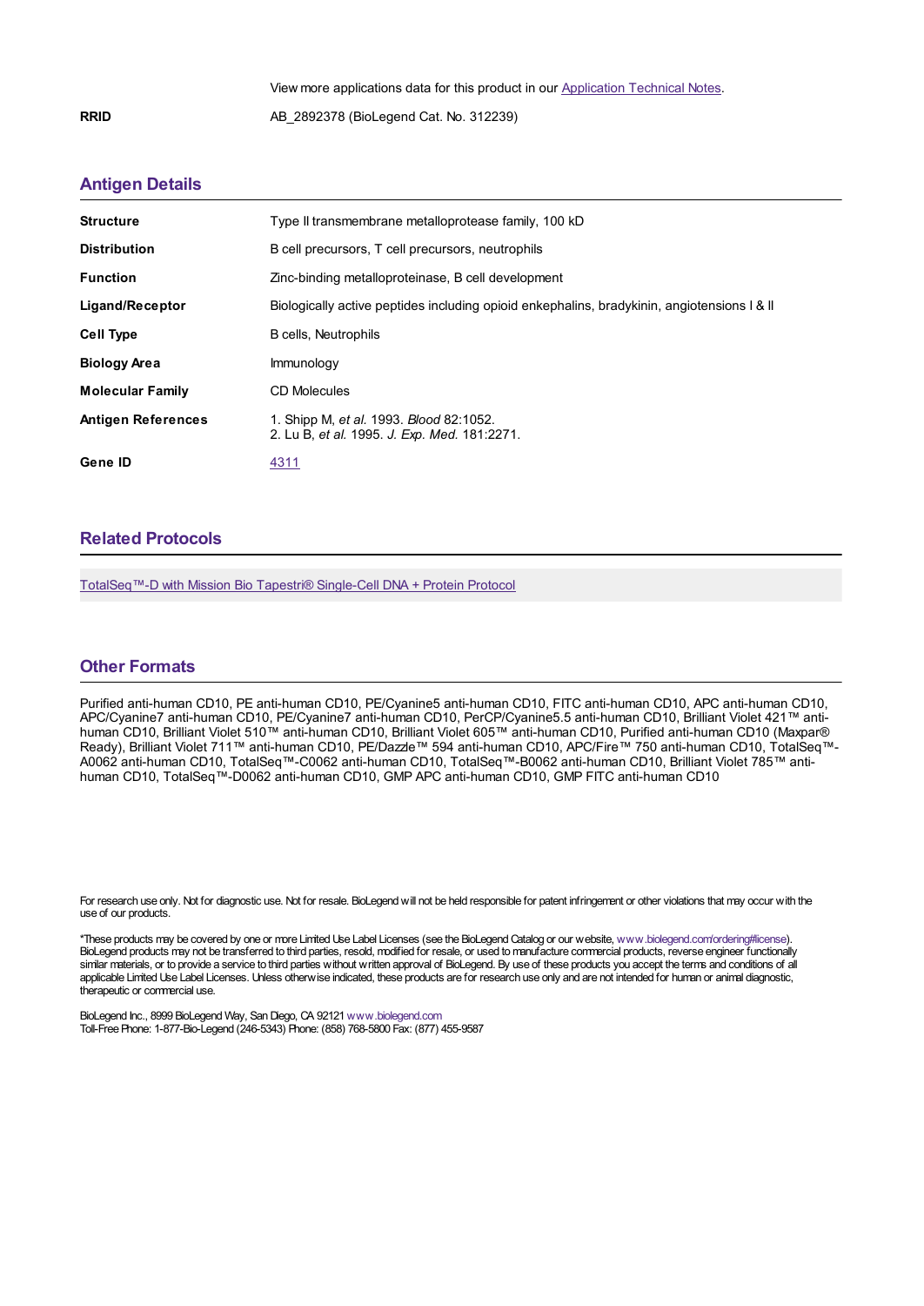| | |
|---|---|
| | View more applications data for this product in our Application Technical Notes. |
| **RRID** | AB_2892378 (BioLegend Cat. No. 312239) |

## Antigen Details

| | |
|---|---|
| **Structure** | Type II transmembrane metalloprotease family, 100 kD |
| **Distribution** | B cell precursors, T cell precursors, neutrophils |
| **Function** | Zinc-binding metalloproteinase, B cell development |
| **Ligand/Receptor** | Biologically active peptides including opioid enkephalins, bradykinin, angiotensions I & II |
| **Cell Type** | B cells, Neutrophils |
| **Biology Area** | Immunology |
| **Molecular Family** | CD Molecules |
| **Antigen References** | 1. Shipp M, *et al.* 1993. *Blood* 82:1052.<br>2. Lu B, *et al.* 1995. *J. Exp. Med.* 181:2271. |
| **Gene ID** | 4311 |

## Related Protocols

TotalSeq™-D with Mission Bio Tapestri® Single-Cell DNA + Protein Protocol

## Other Formats

Purified anti-human CD10, PE anti-human CD10, PE/Cyanine5 anti-human CD10, FITC anti-human CD10, APC anti-human CD10, APC/Cyanine7 anti-human CD10, PE/Cyanine7 anti-human CD10, PerCP/Cyanine5.5 anti-human CD10, Brilliant Violet 421™ anti-human CD10, Brilliant Violet 510™ anti-human CD10, Brilliant Violet 605™ anti-human CD10, Purified anti-human CD10 (Maxpar® Ready), Brilliant Violet 711™ anti-human CD10, PE/Dazzle™ 594 anti-human CD10, APC/Fire™ 750 anti-human CD10, TotalSeq™-A0062 anti-human CD10, TotalSeq™-C0062 anti-human CD10, TotalSeq™-B0062 anti-human CD10, Brilliant Violet 785™ anti-human CD10, TotalSeq™-D0062 anti-human CD10, GMP APC anti-human CD10, GMP FITC anti-human CD10

For research use only. Not for diagnostic use. Not for resale. BioLegend will not be held responsible for patent infringement or other violations that may occur with the use of our products.

*These products may be covered by one or more Limited Use Label Licenses (see the BioLegend Catalog or our website, www.biolegend.com/ordering#license). BioLegend products may not be transferred to third parties, resold, modified for resale, or used to manufacture commercial products, reverse engineer functionally similar materials, or to provide a service to third parties without written approval of BioLegend. By use of these products you accept the terms and conditions of all applicable Limited Use Label Licenses. Unless otherwise indicated, these products are for research use only and are not intended for human or animal diagnostic, therapeutic or commercial use.

BioLegend Inc., 8999 BioLegend Way, San Diego, CA 92121 www.biolegend.com
Toll-Free Phone: 1-877-Bio-Legend (246-5343) Phone: (858) 768-5800 Fax: (877) 455-9587